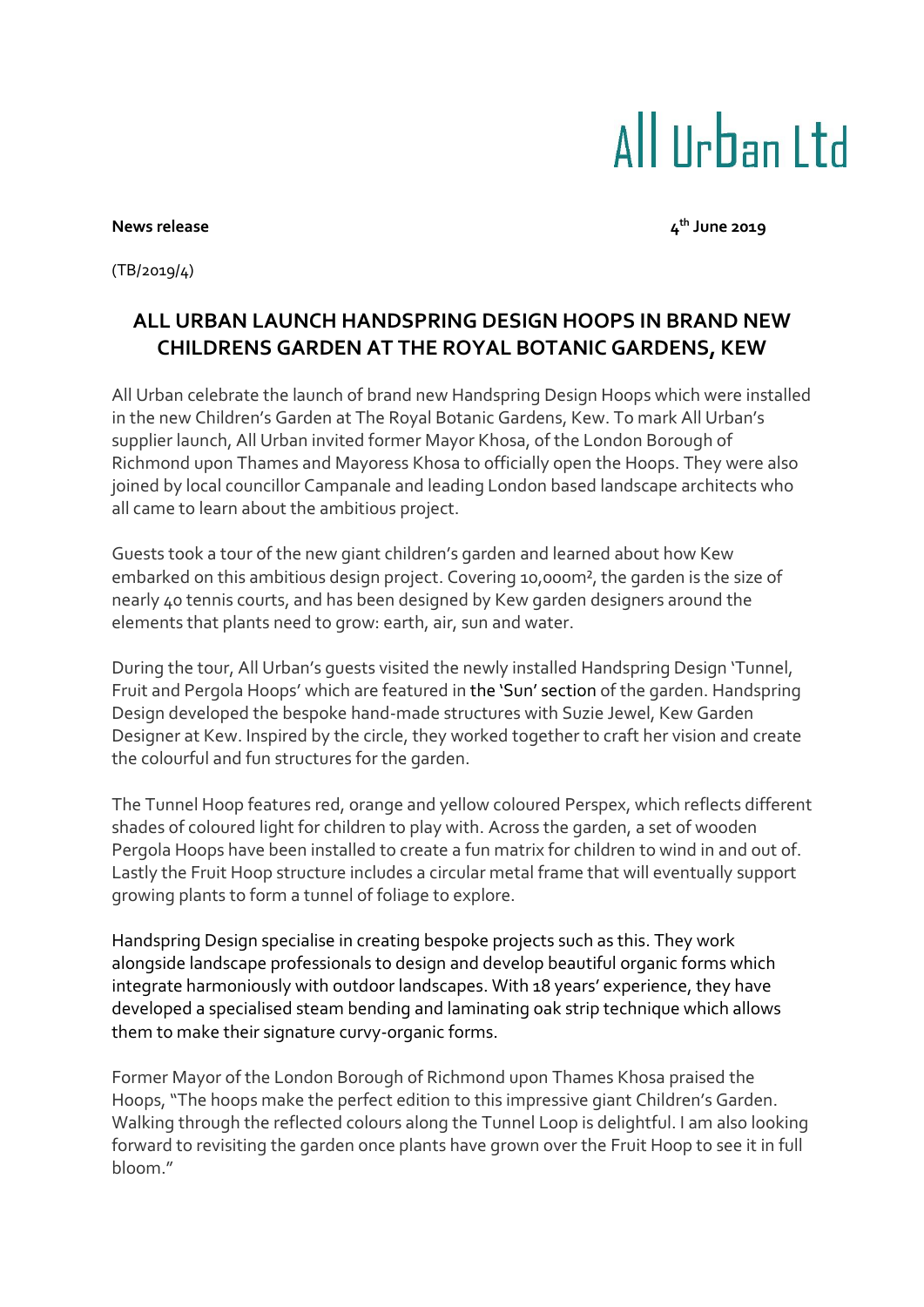All Urban Ltd

**News release** **4th June 2019**

(TB/2019/4)

## ALL URBAN LAUNCH HANDSPRING DESIGN HOOPS IN BRAND NEW CHILDRENS GARDEN AT THE ROYAL BOTANIC GARDENS, KEW

All Urban celebrate the launch of brand new Handspring Design Hoops which were installed in the new Children's Garden at The Royal Botanic Gardens, Kew. To mark All Urban's supplier launch, All Urban invited former Mayor Khosa, of the London Borough of Richmond upon Thames and Mayoress Khosa to officially open the Hoops. They were also joined by local councillor Campanale and leading London based landscape architects who all came to learn about the ambitious project.

Guests took a tour of the new giant children's garden and learned about how Kew embarked on this ambitious design project. Covering 10,000m², the garden is the size of nearly 40 tennis courts, and has been designed by Kew garden designers around the elements that plants need to grow: earth, air, sun and water.

During the tour, All Urban's guests visited the newly installed Handspring Design 'Tunnel, Fruit and Pergola Hoops' which are featured in the 'Sun' section of the garden. Handspring Design developed the bespoke hand-made structures with Suzie Jewel, Kew Garden Designer at Kew. Inspired by the circle, they worked together to craft her vision and create the colourful and fun structures for the garden.

The Tunnel Hoop features red, orange and yellow coloured Perspex, which reflects different shades of coloured light for children to play with. Across the garden, a set of wooden Pergola Hoops have been installed to create a fun matrix for children to wind in and out of. Lastly the Fruit Hoop structure includes a circular metal frame that will eventually support growing plants to form a tunnel of foliage to explore.

Handspring Design specialise in creating bespoke projects such as this. They work alongside landscape professionals to design and develop beautiful organic forms which integrate harmoniously with outdoor landscapes. With 18 years' experience, they have developed a specialised steam bending and laminating oak strip technique which allows them to make their signature curvy-organic forms.

Former Mayor of the London Borough of Richmond upon Thames Khosa praised the Hoops, "The hoops make the perfect edition to this impressive giant Children's Garden. Walking through the reflected colours along the Tunnel Loop is delightful. I am also looking forward to revisiting the garden once plants have grown over the Fruit Hoop to see it in full bloom."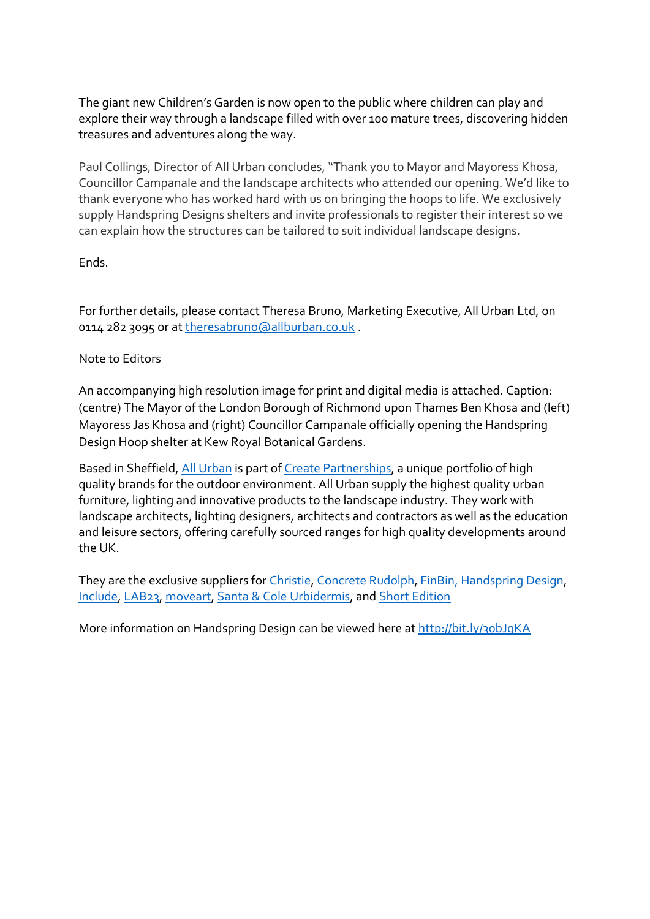The giant new Children's Garden is now open to the public where children can play and explore their way through a landscape filled with over 100 mature trees, discovering hidden treasures and adventures along the way.

Paul Collings, Director of All Urban concludes, "Thank you to Mayor and Mayoress Khosa, Councillor Campanale and the landscape architects who attended our opening. We'd like to thank everyone who has worked hard with us on bringing the hoops to life. We exclusively supply Handspring Designs shelters and invite professionals to register their interest so we can explain how the structures can be tailored to suit individual landscape designs.

Ends.

For further details, please contact Theresa Bruno, Marketing Executive, All Urban Ltd, on 0114 282 3095 or at [theresabruno@allburban.co.uk](mailto:theresabruno@allburban.co.uk) .

Note to Editors

An accompanying high resolution image for print and digital media is attached. Caption: (centre) The Mayor of the London Borough of Richmond upon Thames Ben Khosa and (left) Mayoress Jas Khosa and (right) Councillor Campanale officially opening the Handspring Design Hoop shelter at Kew Royal Botanical Gardens.

Based in Sheffield, [All Urban]() is part of [Create Partnerships](), a unique portfolio of high quality brands for the outdoor environment. All Urban supply the highest quality urban furniture, lighting and innovative products to the landscape industry. They work with landscape architects, lighting designers, architects and contractors as well as the education and leisure sectors, offering carefully sourced ranges for high quality developments around the UK.

They are the exclusive suppliers for [Christie](), [Concrete Rudolph](), [FinBin, Handspring Design](), [Include](), [LAB23](), [moveart](), [Santa & Cole Urbidermis](), and [Short Edition]()

More information on Handspring Design can be viewed here at [http://bit.ly/30bJgKA](http://bit.ly/30bJgKA)